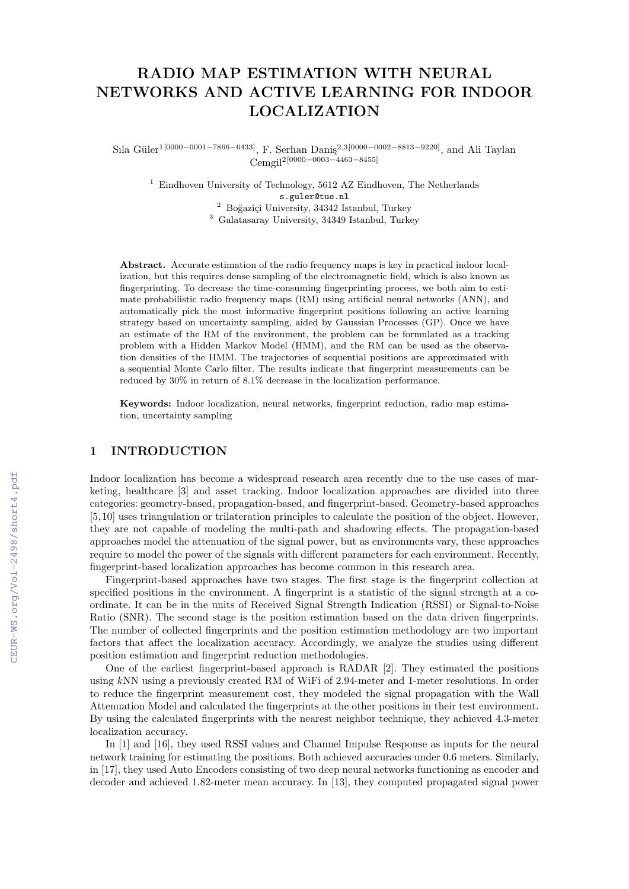# RADIO MAP ESTIMATION WITH NEURAL NETWORKS AND ACTIVE LEARNING FOR INDOOR LOCALIZATION

Sıla Güler[1[0000−0001−7866−6433]], F. Serhan Daniş[2,3[0000−0002−8813−9220]], and Ali Taylan Cemgil[2[0000−0003−4463−8455]]

[1] Eindhoven University of Technology, 5612 AZ Eindhoven, The Netherlands
s.guler@tue.nl
[2] Boğaziçi University, 34342 Istanbul, Turkey
[3] Galatasaray University, 34349 Istanbul, Turkey

**Abstract.** Accurate estimation of the radio frequency maps is key in practical indoor localization, but this requires dense sampling of the electromagnetic field, which is also known as fingerprinting. To decrease the time-consuming fingerprinting process, we both aim to estimate probabilistic radio frequency maps (RM) using artificial neural networks (ANN), and automatically pick the most informative fingerprint positions following an active learning strategy based on uncertainty sampling, aided by Gaussian Processes (GP). Once we have an estimate of the RM of the environment, the problem can be formulated as a tracking problem with a Hidden Markov Model (HMM), and the RM can be used as the observation densities of the HMM. The trajectories of sequential positions are approximated with a sequential Monte Carlo filter. The results indicate that fingerprint measurements can be reduced by 30% in return of 8.1% decrease in the localization performance.

**Keywords:** Indoor localization, neural networks, fingerprint reduction, radio map estimation, uncertainty sampling

## 1 INTRODUCTION

Indoor localization has become a widespread research area recently due to the use cases of marketing, healthcare [3] and asset tracking. Indoor localization approaches are divided into three categories: geometry-based, propagation-based, and fingerprint-based. Geometry-based approaches [5,10] uses triangulation or trilateration principles to calculate the position of the object. However, they are not capable of modeling the multi-path and shadowing effects. The propagation-based approaches model the attenuation of the signal power, but as environments vary, these approaches require to model the power of the signals with different parameters for each environment. Recently, fingerprint-based localization approaches has become common in this research area.

Fingerprint-based approaches have two stages. The first stage is the fingerprint collection at specified positions in the environment. A fingerprint is a statistic of the signal strength at a coordinate. It can be in the units of Received Signal Strength Indication (RSSI) or Signal-to-Noise Ratio (SNR). The second stage is the position estimation based on the data driven fingerprints. The number of collected fingerprints and the position estimation methodology are two important factors that affect the localization accuracy. Accordingly, we analyze the studies using different position estimation and fingerprint reduction methodologies.

One of the earliest fingerprint-based approach is RADAR [2]. They estimated the positions using $k$NN using a previously created RM of WiFi of 2.94-meter and 1-meter resolutions. In order to reduce the fingerprint measurement cost, they modeled the signal propagation with the Wall Attenuation Model and calculated the fingerprints at the other positions in their test environment. By using the calculated fingerprints with the nearest neighbor technique, they achieved 4.3-meter localization accuracy.

In [1] and [16], they used RSSI values and Channel Impulse Response as inputs for the neural network training for estimating the positions. Both achieved accuracies under 0.6 meters. Similarly, in [17], they used Auto Encoders consisting of two deep neural networks functioning as encoder and decoder and achieved 1.82-meter mean accuracy. In [13], they computed propagated signal power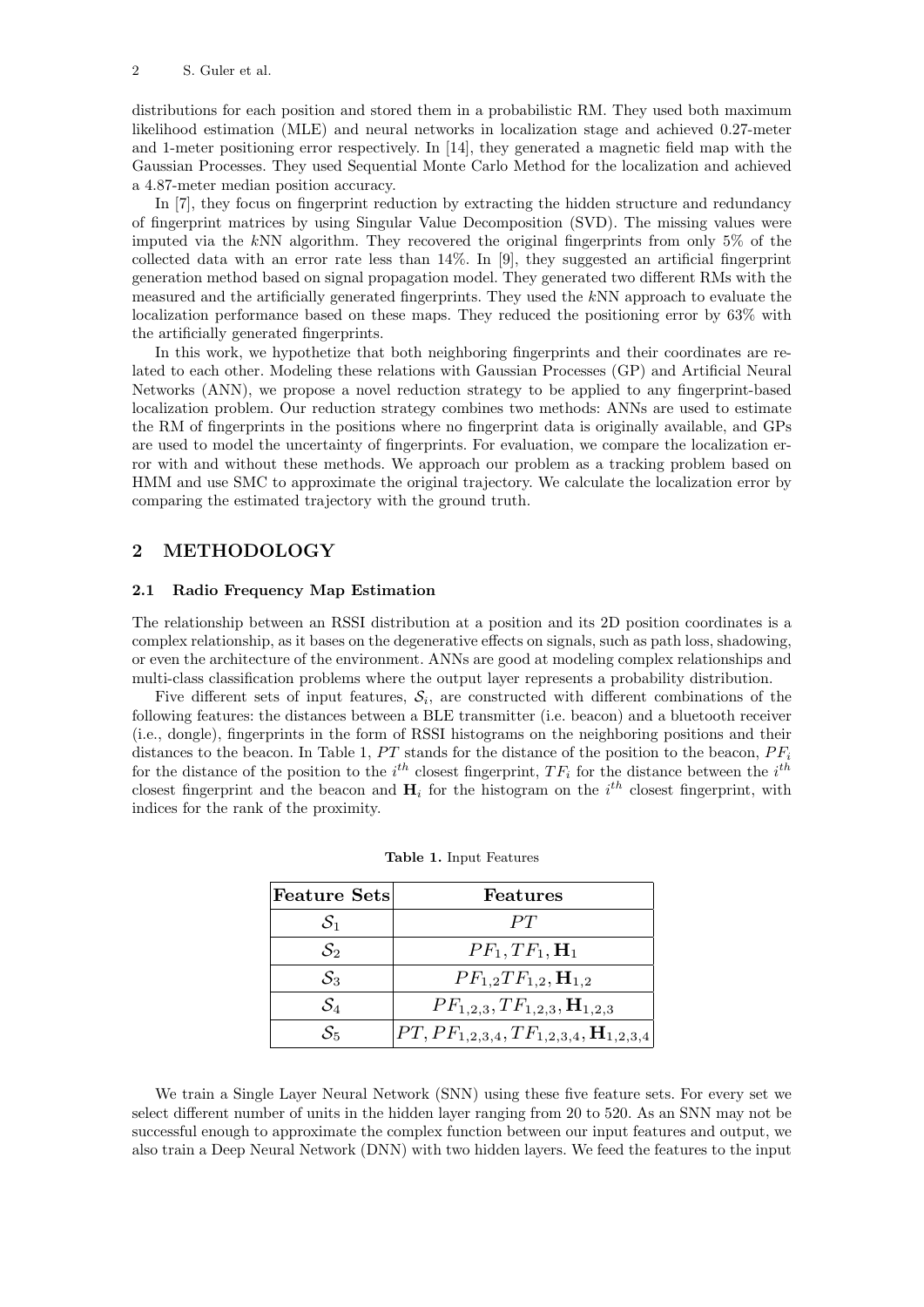distributions for each position and stored them in a probabilistic RM. They used both maximum likelihood estimation (MLE) and neural networks in localization stage and achieved 0.27-meter and 1-meter positioning error respectively. In [14], they generated a magnetic field map with the Gaussian Processes. They used Sequential Monte Carlo Method for the localization and achieved a 4.87-meter median position accuracy.

In [7], they focus on fingerprint reduction by extracting the hidden structure and redundancy of fingerprint matrices by using Singular Value Decomposition (SVD). The missing values were imputed via the $k$NN algorithm. They recovered the original fingerprints from only 5% of the collected data with an error rate less than 14%. In [9], they suggested an artificial fingerprint generation method based on signal propagation model. They generated two different RMs with the measured and the artificially generated fingerprints. They used the $k$NN approach to evaluate the localization performance based on these maps. They reduced the positioning error by 63% with the artificially generated fingerprints.

In this work, we hypothetize that both neighboring fingerprints and their coordinates are related to each other. Modeling these relations with Gaussian Processes (GP) and Artificial Neural Networks (ANN), we propose a novel reduction strategy to be applied to any fingerprint-based localization problem. Our reduction strategy combines two methods: ANNs are used to estimate the RM of fingerprints in the positions where no fingerprint data is originally available, and GPs are used to model the uncertainty of fingerprints. For evaluation, we compare the localization error with and without these methods. We approach our problem as a tracking problem based on HMM and use SMC to approximate the original trajectory. We calculate the localization error by comparing the estimated trajectory with the ground truth.

## 2 METHODOLOGY

### 2.1 Radio Frequency Map Estimation

The relationship between an RSSI distribution at a position and its 2D position coordinates is a complex relationship, as it bases on the degenerative effects on signals, such as path loss, shadowing, or even the architecture of the environment. ANNs are good at modeling complex relationships and multi-class classification problems where the output layer represents a probability distribution.

Five different sets of input features, $\mathcal{S}_i$, are constructed with different combinations of the following features: the distances between a BLE transmitter (i.e. beacon) and a bluetooth receiver (i.e., dongle), fingerprints in the form of RSSI histograms on the neighboring positions and their distances to the beacon. In Table 1, $PT$ stands for the distance of the position to the beacon, $PF_i$ for the distance of the position to the $i^{th}$ closest fingerprint, $TF_i$ for the distance between the $i^{th}$ closest fingerprint and the beacon and $\mathbf{H}_i$ for the histogram on the $i^{th}$ closest fingerprint, with indices for the rank of the proximity.

**Table 1.** Input Features

| Feature Sets | Features |
|---|---|
| $\mathcal{S}_1$ | $PT$ |
| $\mathcal{S}_2$ | $PF_1, TF_1, \mathbf{H}_1$ |
| $\mathcal{S}_3$ | $PF_{1,2}TF_{1,2}, \mathbf{H}_{1,2}$ |
| $\mathcal{S}_4$ | $PF_{1,2,3}, TF_{1,2,3}, \mathbf{H}_{1,2,3}$ |
| $\mathcal{S}_5$ | $PT, PF_{1,2,3,4}, TF_{1,2,3,4}, \mathbf{H}_{1,2,3,4}$ |

We train a Single Layer Neural Network (SNN) using these five feature sets. For every set we select different number of units in the hidden layer ranging from 20 to 520. As an SNN may not be successful enough to approximate the complex function between our input features and output, we also train a Deep Neural Network (DNN) with two hidden layers. We feed the features to the input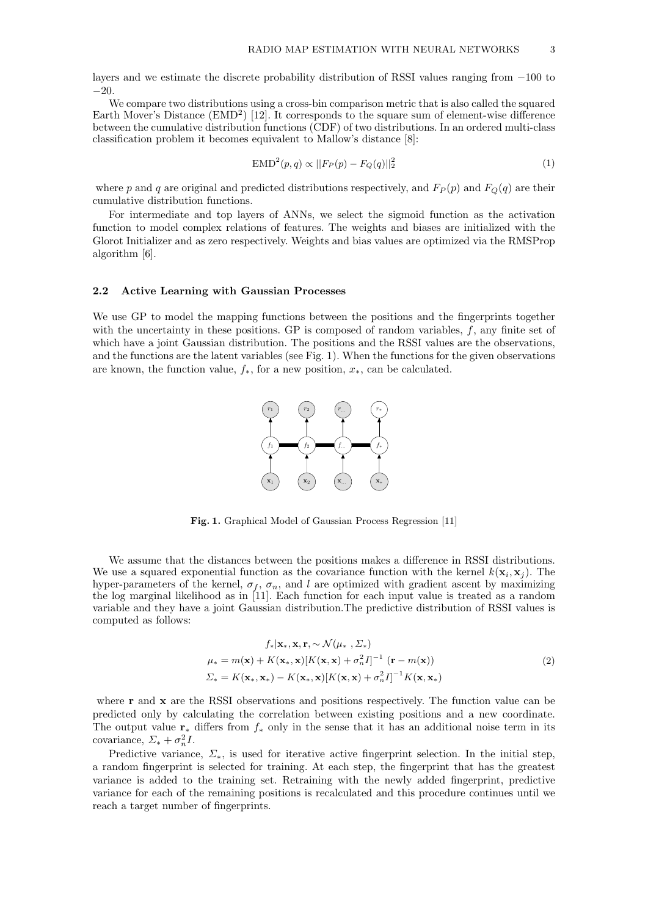layers and we estimate the discrete probability distribution of RSSI values ranging from −100 to −20.

We compare two distributions using a cross-bin comparison metric that is also called the squared Earth Mover's Distance (EMD$^2$) [12]. It corresponds to the square sum of element-wise difference between the cumulative distribution functions (CDF) of two distributions. In an ordered multi-class classification problem it becomes equivalent to Mallow's distance [8]:

$$\mathrm{EMD}^2(p, q) \propto ||F_P(p) - F_Q(q)||_2^2 \tag{1}$$

where $p$ and $q$ are original and predicted distributions respectively, and $F_P(p)$ and $F_Q(q)$ are their cumulative distribution functions.

For intermediate and top layers of ANNs, we select the sigmoid function as the activation function to model complex relations of features. The weights and biases are initialized with the Glorot Initializer and as zero respectively. Weights and bias values are optimized via the RMSProp algorithm [6].

### 2.2 Active Learning with Gaussian Processes

We use GP to model the mapping functions between the positions and the fingerprints together with the uncertainty in these positions. GP is composed of random variables, $f$, any finite set of which have a joint Gaussian distribution. The positions and the RSSI values are the observations, and the functions are the latent variables (see Fig. 1). When the functions for the given observations are known, the function value, $f_*$, for a new position, $x_*$, can be calculated.

**Fig. 1.** Graphical Model of Gaussian Process Regression [11]

We assume that the distances between the positions makes a difference in RSSI distributions. We use a squared exponential function as the covariance function with the kernel $k(\mathbf{x}_i, \mathbf{x}_j)$. The hyper-parameters of the kernel, $\sigma_f$, $\sigma_n$, and $l$ are optimized with gradient ascent by maximizing the log marginal likelihood as in [11]. Each function for each input value is treated as a random variable and they have a joint Gaussian distribution.The predictive distribution of RSSI values is computed as follows:

$$\begin{aligned} f_*|\mathbf{x}_*, \mathbf{x}, \mathbf{r}, &\sim \mathcal{N}(\mu_*\ , \Sigma_*) \\ \mu_* &= m(\mathbf{x}) + K(\mathbf{x}_*, \mathbf{x})[K(\mathbf{x}, \mathbf{x}) + \sigma_n^2 I]^{-1}\ (\mathbf{r} - m(\mathbf{x})) \\ \Sigma_* &= K(\mathbf{x}_*, \mathbf{x}_*) - K(\mathbf{x}_*, \mathbf{x})[K(\mathbf{x}, \mathbf{x}) + \sigma_n^2 I]^{-1} K(\mathbf{x}, \mathbf{x}_*) \end{aligned} \tag{2}$$

where $\mathbf{r}$ and $\mathbf{x}$ are the RSSI observations and positions respectively. The function value can be predicted only by calculating the correlation between existing positions and a new coordinate. The output value $\mathbf{r}_*$ differs from $f_*$ only in the sense that it has an additional noise term in its covariance, $\Sigma_* + \sigma_n^2 I$.

Predictive variance, $\Sigma_*$, is used for iterative active fingerprint selection. In the initial step, a random fingerprint is selected for training. At each step, the fingerprint that has the greatest variance is added to the training set. Retraining with the newly added fingerprint, predictive variance for each of the remaining positions is recalculated and this procedure continues until we reach a target number of fingerprints.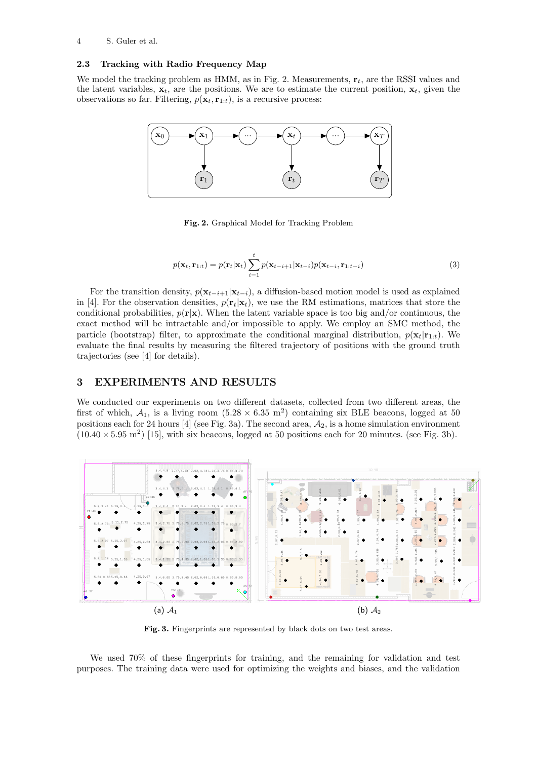### 2.3 Tracking with Radio Frequency Map

We model the tracking problem as HMM, as in Fig. 2. Measurements, $\mathbf{r}_t$, are the RSSI values and the latent variables, $\mathbf{x}_t$, are the positions. We are to estimate the current position, $\mathbf{x}_t$, given the observations so far. Filtering, $p(\mathbf{x}_t, \mathbf{r}_{1:t})$, is a recursive process:

**Fig. 2.** Graphical Model for Tracking Problem

$$p(\mathbf{x}_t, \mathbf{r}_{1:t}) = p(\mathbf{r}_t|\mathbf{x}_t) \sum_{i=1}^{t} p(\mathbf{x}_{t-i+1}|\mathbf{x}_{t-i}) p(\mathbf{x}_{t-i}, \mathbf{r}_{1:t-i}) \tag{3}$$

For the transition density, $p(\mathbf{x}_{t-i+1}|\mathbf{x}_{t-i})$, a diffusion-based motion model is used as explained in [4]. For the observation densities, $p(\mathbf{r}_t|\mathbf{x}_t)$, we use the RM estimations, matrices that store the conditional probabilities, $p(\mathbf{r}|\mathbf{x})$. When the latent variable space is too big and/or continuous, the exact method will be intractable and/or impossible to apply. We employ an SMC method, the particle (bootstrap) filter, to approximate the conditional marginal distribution, $p(\mathbf{x}_t|\mathbf{r}_{1:t})$. We evaluate the final results by measuring the filtered trajectory of positions with the ground truth trajectories (see [4] for details).

## 3 EXPERIMENTS AND RESULTS

We conducted our experiments on two different datasets, collected from two different areas, the first of which, $\mathcal{A}_1$, is a living room ($5.28 \times 6.35$ m$^2$) containing six BLE beacons, logged at 50 positions each for 24 hours [4] (see Fig. 3a). The second area, $\mathcal{A}_2$, is a home simulation environment ($10.40 \times 5.95$ m$^2$) [15], with six beacons, logged at 50 positions each for 20 minutes. (see Fig. 3b).

(a) $\mathcal{A}_1$ (b) $\mathcal{A}_2$

**Fig. 3.** Fingerprints are represented by black dots on two test areas.

We used 70% of these fingerprints for training, and the remaining for validation and test purposes. The training data were used for optimizing the weights and biases, and the validation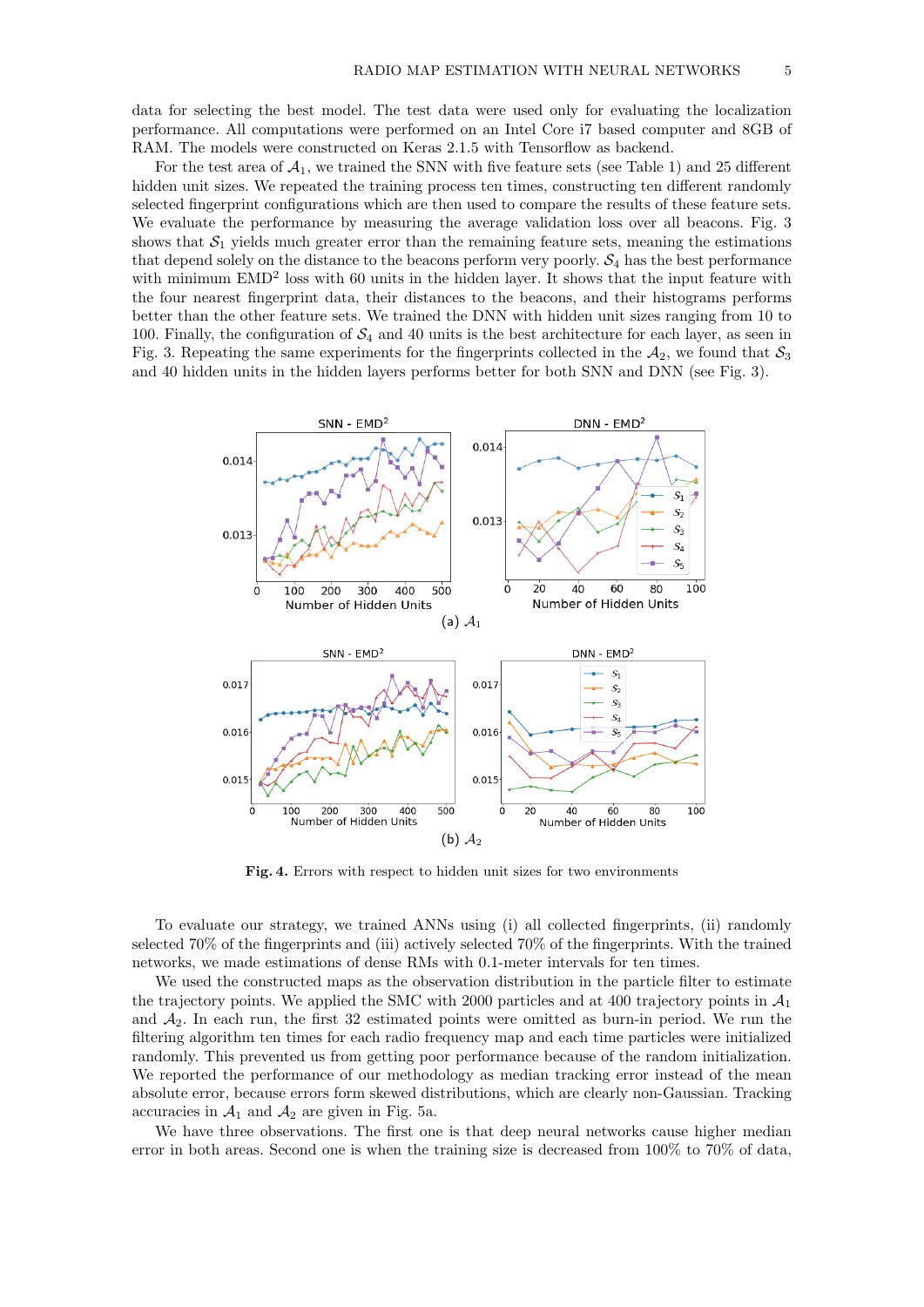data for selecting the best model. The test data were used only for evaluating the localization performance. All computations were performed on an Intel Core i7 based computer and 8GB of RAM. The models were constructed on Keras 2.1.5 with Tensorflow as backend.

For the test area of $\mathcal{A}_1$, we trained the SNN with five feature sets (see Table 1) and 25 different hidden unit sizes. We repeated the training process ten times, constructing ten different randomly selected fingerprint configurations which are then used to compare the results of these feature sets. We evaluate the performance by measuring the average validation loss over all beacons. Fig. 3 shows that $\mathcal{S}_1$ yields much greater error than the remaining feature sets, meaning the estimations that depend solely on the distance to the beacons perform very poorly. $\mathcal{S}_4$ has the best performance with minimum EMD$^2$ loss with 60 units in the hidden layer. It shows that the input feature with the four nearest fingerprint data, their distances to the beacons, and their histograms performs better than the other feature sets. We trained the DNN with hidden unit sizes ranging from 10 to 100. Finally, the configuration of $\mathcal{S}_4$ and 40 units is the best architecture for each layer, as seen in Fig. 3. Repeating the same experiments for the fingerprints collected in the $\mathcal{A}_2$, we found that $\mathcal{S}_3$ and 40 hidden units in the hidden layers performs better for both SNN and DNN (see Fig. 3).

(a) $\mathcal{A}_1$

(b) $\mathcal{A}_2$

**Fig. 4.** Errors with respect to hidden unit sizes for two environments

To evaluate our strategy, we trained ANNs using (i) all collected fingerprints, (ii) randomly selected 70% of the fingerprints and (iii) actively selected 70% of the fingerprints. With the trained networks, we made estimations of dense RMs with 0.1-meter intervals for ten times.

We used the constructed maps as the observation distribution in the particle filter to estimate the trajectory points. We applied the SMC with 2000 particles and at 400 trajectory points in $\mathcal{A}_1$ and $\mathcal{A}_2$. In each run, the first 32 estimated points were omitted as burn-in period. We run the filtering algorithm ten times for each radio frequency map and each time particles were initialized randomly. This prevented us from getting poor performance because of the random initialization. We reported the performance of our methodology as median tracking error instead of the mean absolute error, because errors form skewed distributions, which are clearly non-Gaussian. Tracking accuracies in $\mathcal{A}_1$ and $\mathcal{A}_2$ are given in Fig. 5a.

We have three observations. The first one is that deep neural networks cause higher median error in both areas. Second one is when the training size is decreased from 100% to 70% of data,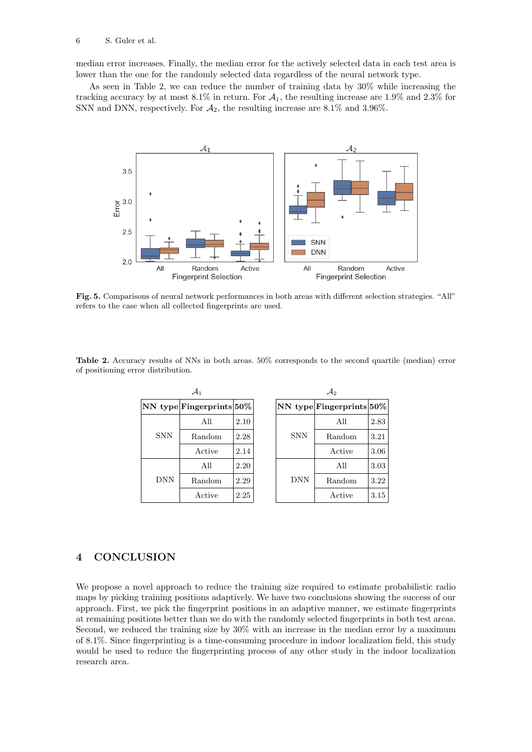median error increases. Finally, the median error for the actively selected data in each test area is lower than the one for the randomly selected data regardless of the neural network type.

As seen in Table 2, we can reduce the number of training data by 30% while increasing the tracking accuracy by at most 8.1% in return. For $\mathcal{A}_1$, the resulting increase are 1.9% and 2.3% for SNN and DNN, respectively. For $\mathcal{A}_2$, the resulting increase are 8.1% and 3.96%.

**Fig. 5.** Comparisons of neural network performances in both areas with different selection strategies. "All" refers to the case when all collected fingerprints are used.

**Table 2.** Accuracy results of NNs in both areas. 50% corresponds to the second quartile (median) error of positioning error distribution.

$\mathcal{A}_1$

| NN type | Fingerprints | 50% |
|---|---|---|
| SNN | All | 2.10 |
| | Random | 2.28 |
| | Active | 2.14 |
| DNN | All | 2.20 |
| | Random | 2.29 |
| | Active | 2.25 |

$\mathcal{A}_2$

| NN type | Fingerprints | 50% |
|---|---|---|
| SNN | All | 2.83 |
| | Random | 3.21 |
| | Active | 3.06 |
| DNN | All | 3.03 |
| | Random | 3.22 |
| | Active | 3.15 |

## 4 CONCLUSION

We propose a novel approach to reduce the training size required to estimate probabilistic radio maps by picking training positions adaptively. We have two conclusions showing the success of our approach. First, we pick the fingerprint positions in an adaptive manner, we estimate fingerprints at remaining positions better than we do with the randomly selected fingerprints in both test areas. Second, we reduced the training size by 30% with an increase in the median error by a maximum of 8.1%. Since fingerprinting is a time-consuming procedure in indoor localization field, this study would be used to reduce the fingerprinting process of any other study in the indoor localization research area.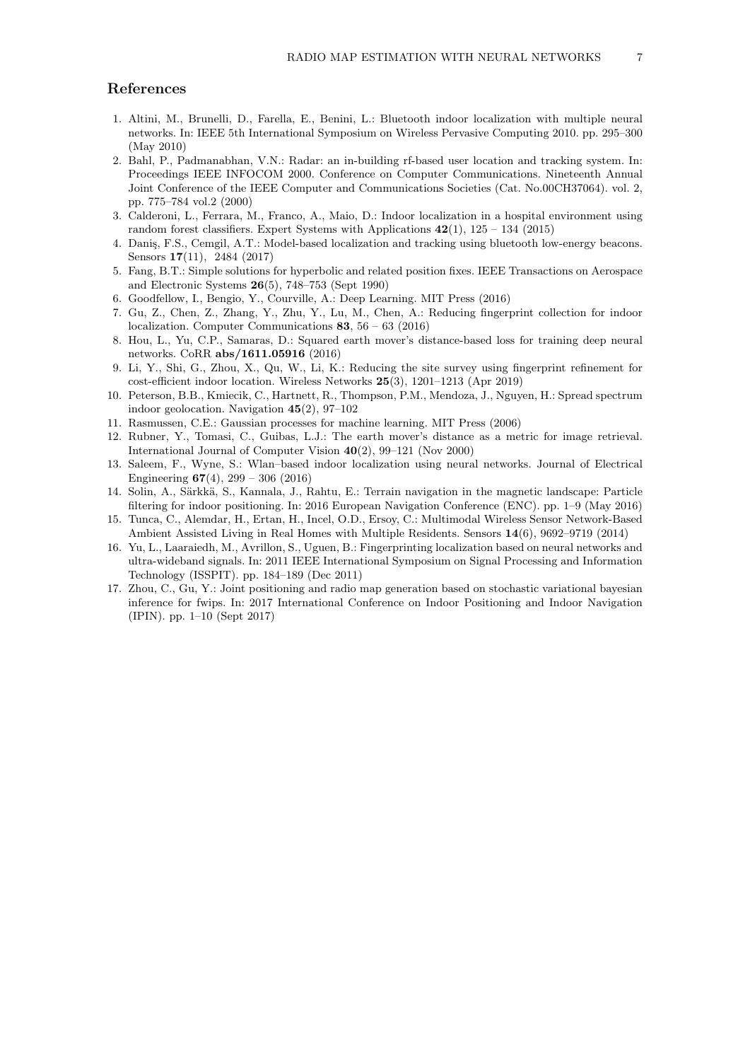## References

1. Altini, M., Brunelli, D., Farella, E., Benini, L.: Bluetooth indoor localization with multiple neural networks. In: IEEE 5th International Symposium on Wireless Pervasive Computing 2010. pp. 295–300 (May 2010)
2. Bahl, P., Padmanabhan, V.N.: Radar: an in-building rf-based user location and tracking system. In: Proceedings IEEE INFOCOM 2000. Conference on Computer Communications. Nineteenth Annual Joint Conference of the IEEE Computer and Communications Societies (Cat. No.00CH37064). vol. 2, pp. 775–784 vol.2 (2000)
3. Calderoni, L., Ferrara, M., Franco, A., Maio, D.: Indoor localization in a hospital environment using random forest classifiers. Expert Systems with Applications **42**(1), 125 – 134 (2015)
4. Daniş, F.S., Cemgil, A.T.: Model-based localization and tracking using bluetooth low-energy beacons. Sensors **17**(11), 2484 (2017)
5. Fang, B.T.: Simple solutions for hyperbolic and related position fixes. IEEE Transactions on Aerospace and Electronic Systems **26**(5), 748–753 (Sept 1990)
6. Goodfellow, I., Bengio, Y., Courville, A.: Deep Learning. MIT Press (2016)
7. Gu, Z., Chen, Z., Zhang, Y., Zhu, Y., Lu, M., Chen, A.: Reducing fingerprint collection for indoor localization. Computer Communications **83**, 56 – 63 (2016)
8. Hou, L., Yu, C.P., Samaras, D.: Squared earth mover's distance-based loss for training deep neural networks. CoRR **abs/1611.05916** (2016)
9. Li, Y., Shi, G., Zhou, X., Qu, W., Li, K.: Reducing the site survey using fingerprint refinement for cost-efficient indoor location. Wireless Networks **25**(3), 1201–1213 (Apr 2019)
10. Peterson, B.B., Kmiecik, C., Hartnett, R., Thompson, P.M., Mendoza, J., Nguyen, H.: Spread spectrum indoor geolocation. Navigation **45**(2), 97–102
11. Rasmussen, C.E.: Gaussian processes for machine learning. MIT Press (2006)
12. Rubner, Y., Tomasi, C., Guibas, L.J.: The earth mover's distance as a metric for image retrieval. International Journal of Computer Vision **40**(2), 99–121 (Nov 2000)
13. Saleem, F., Wyne, S.: Wlan–based indoor localization using neural networks. Journal of Electrical Engineering **67**(4), 299 – 306 (2016)
14. Solin, A., Särkkä, S., Kannala, J., Rahtu, E.: Terrain navigation in the magnetic landscape: Particle filtering for indoor positioning. In: 2016 European Navigation Conference (ENC). pp. 1–9 (May 2016)
15. Tunca, C., Alemdar, H., Ertan, H., Incel, O.D., Ersoy, C.: Multimodal Wireless Sensor Network-Based Ambient Assisted Living in Real Homes with Multiple Residents. Sensors **14**(6), 9692–9719 (2014)
16. Yu, L., Laaraiedh, M., Avrillon, S., Uguen, B.: Fingerprinting localization based on neural networks and ultra-wideband signals. In: 2011 IEEE International Symposium on Signal Processing and Information Technology (ISSPIT). pp. 184–189 (Dec 2011)
17. Zhou, C., Gu, Y.: Joint positioning and radio map generation based on stochastic variational bayesian inference for fwips. In: 2017 International Conference on Indoor Positioning and Indoor Navigation (IPIN). pp. 1–10 (Sept 2017)